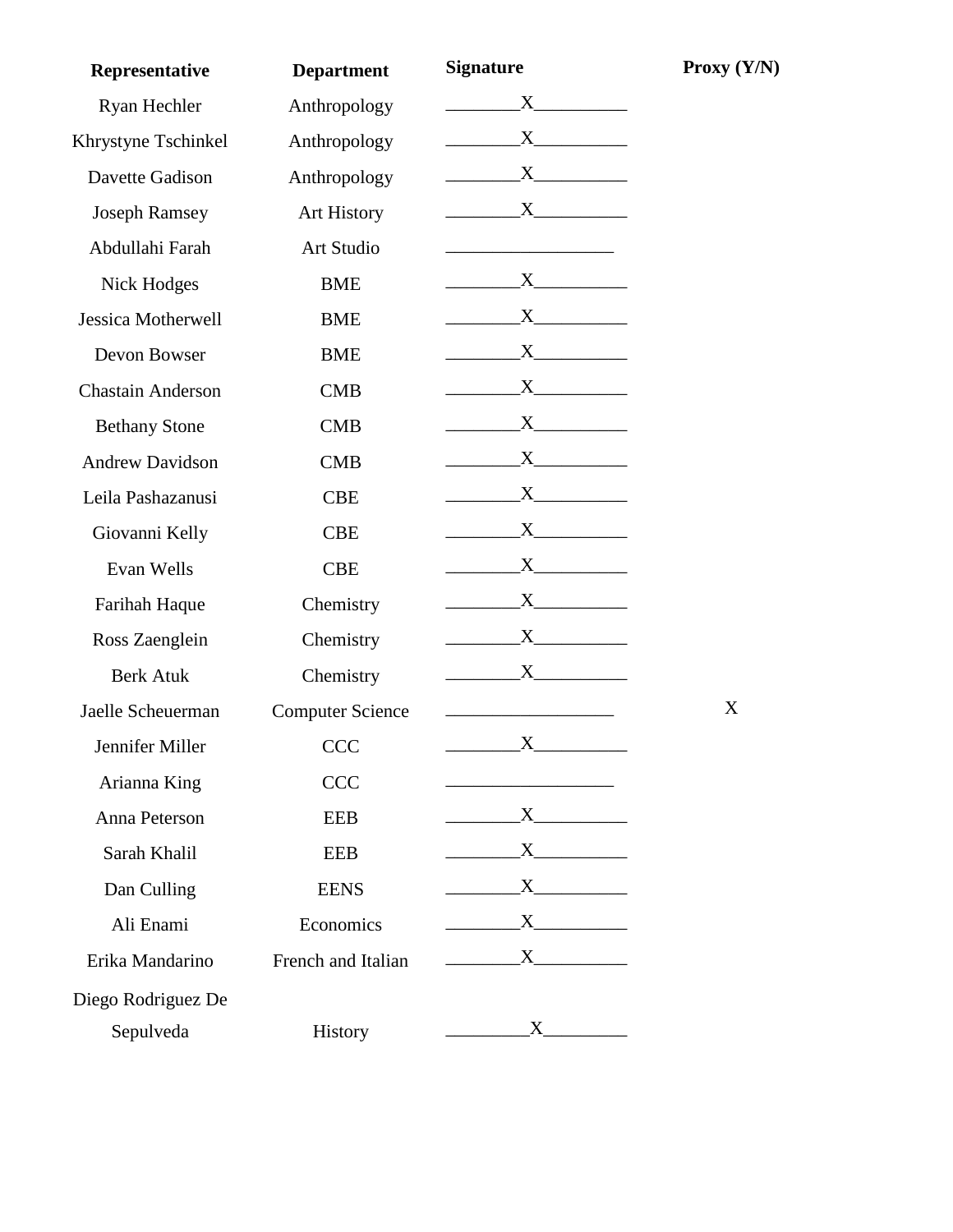| Representative | Department | Signature | Proxy (Y/N) |
|---|---|---|---|
| Ryan Hechler | Anthropology | X | |
| Khrystyne Tschinkel | Anthropology | X | |
| Davette Gadison | Anthropology | X | |
| Joseph Ramsey | Art History | X | |
| Abdullahi Farah | Art Studio | | |
| Nick Hodges | BME | X | |
| Jessica Motherwell | BME | X | |
| Devon Bowser | BME | X | |
| Chastain Anderson | CMB | X | |
| Bethany Stone | CMB | X | |
| Andrew Davidson | CMB | X | |
| Leila Pashazanusi | CBE | X | |
| Giovanni Kelly | CBE | X | |
| Evan Wells | CBE | X | |
| Farihah Haque | Chemistry | X | |
| Ross Zaenglein | Chemistry | X | |
| Berk Atuk | Chemistry | X | |
| Jaelle Scheuerman | Computer Science | | X |
| Jennifer Miller | CCC | X | |
| Arianna King | CCC | | |
| Anna Peterson | EEB | X | |
| Sarah Khalil | EEB | X | |
| Dan Culling | EENS | X | |
| Ali Enami | Economics | X | |
| Erika Mandarino | French and Italian | X | |
| Diego Rodriguez De Sepulveda | History | X | |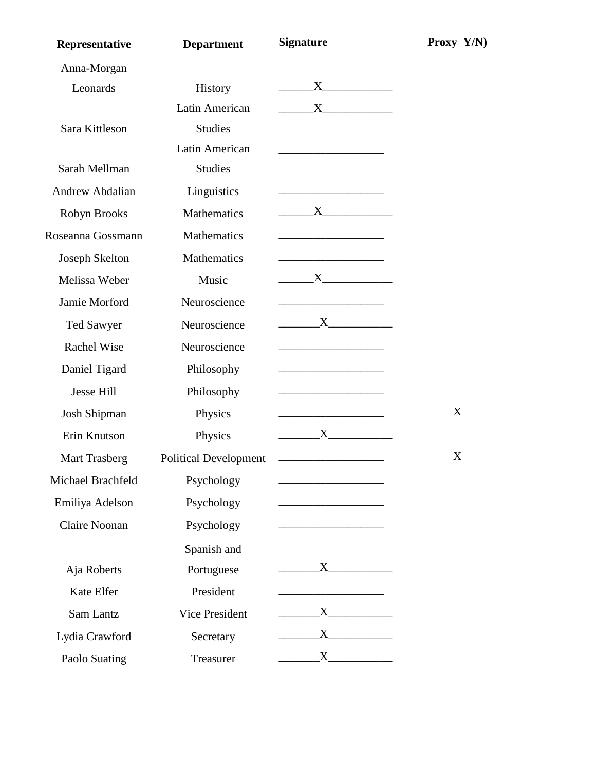| Representative | Department | Signature | Proxy Y/N) |
|---|---|---|---|
| Anna-Morgan Leonards | History | ______X____________ | |
| Sara Kittleson | Latin American Studies | ______X____________ | |
| Sarah Mellman | Latin American Studies | __________________ | |
| Andrew Abdalian | Linguistics | __________________ | |
| Robyn Brooks | Mathematics | ______X____________ | |
| Roseanna Gossmann | Mathematics | __________________ | |
| Joseph Skelton | Mathematics | __________________ | |
| Melissa Weber | Music | ______X____________ | |
| Jamie Morford | Neuroscience | __________________ | |
| Ted Sawyer | Neuroscience | _______X___________ | |
| Rachel Wise | Neuroscience | __________________ | |
| Daniel Tigard | Philosophy | __________________ | |
| Jesse Hill | Philosophy | __________________ | |
| Josh Shipman | Physics | __________________ | X |
| Erin Knutson | Physics | _______X___________ | |
| Mart Trasberg | Political Development | __________________ | X |
| Michael Brachfeld | Psychology | __________________ | |
| Emiliya Adelson | Psychology | __________________ | |
| Claire Noonan | Psychology | __________________ | |
| Aja Roberts | Spanish and Portuguese | _______X___________ | |
| Kate Elfer | President | __________________ | |
| Sam Lantz | Vice President | _______X___________ | |
| Lydia Crawford | Secretary | _______X___________ | |
| Paolo Suating | Treasurer | _______X___________ | |